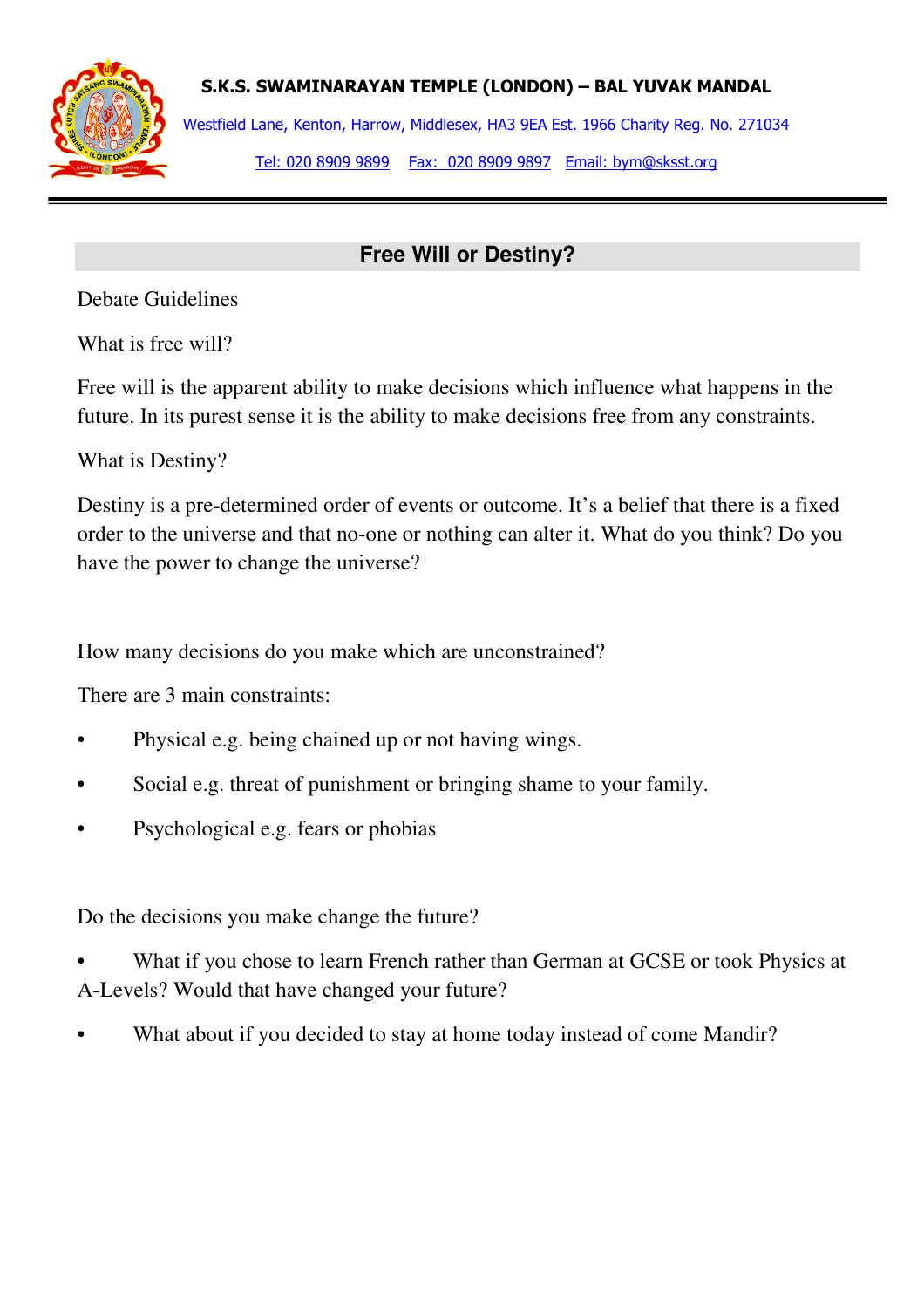**S.K.S. SWAMINARAYAN TEMPLE (LONDON) – BAL YUVAK MANDAL**

Westfield Lane, Kenton, Harrow, Middlesex, HA3 9EA Est. 1966 Charity Reg. No. 271034

Tel: 020 8909 9899 Fax: 020 8909 9897 Email: bym@sksst.org

---

## Free Will or Destiny?

Debate Guidelines

What is free will?

Free will is the apparent ability to make decisions which influence what happens in the future. In its purest sense it is the ability to make decisions free from any constraints.

What is Destiny?

Destiny is a pre-determined order of events or outcome. It's a belief that there is a fixed order to the universe and that no-one or nothing can alter it. What do you think? Do you have the power to change the universe?

How many decisions do you make which are unconstrained?

There are 3 main constraints:

- Physical e.g. being chained up or not having wings.
- Social e.g. threat of punishment or bringing shame to your family.
- Psychological e.g. fears or phobias

Do the decisions you make change the future?

- What if you chose to learn French rather than German at GCSE or took Physics at A-Levels? Would that have changed your future?
- What about if you decided to stay at home today instead of come Mandir?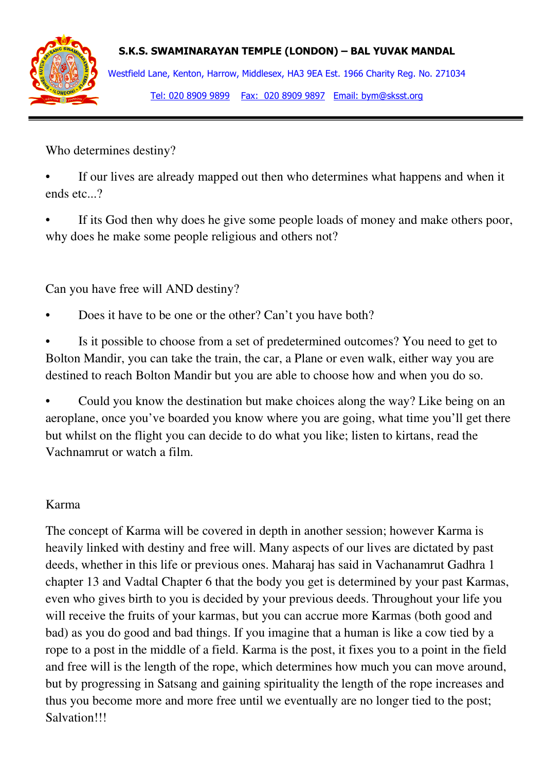**S.K.S. SWAMINARAYAN TEMPLE (LONDON) – BAL YUVAK MANDAL**

Westfield Lane, Kenton, Harrow, Middlesex, HA3 9EA Est. 1966 Charity Reg. No. 271034

Tel: 020 8909 9899 Fax: 020 8909 9897 Email: bym@sksst.org

---

Who determines destiny?

- If our lives are already mapped out then who determines what happens and when it ends etc...?
- If its God then why does he give some people loads of money and make others poor, why does he make some people religious and others not?

Can you have free will AND destiny?

- Does it have to be one or the other? Can't you have both?
- Is it possible to choose from a set of predetermined outcomes? You need to get to Bolton Mandir, you can take the train, the car, a Plane or even walk, either way you are destined to reach Bolton Mandir but you are able to choose how and when you do so.
- Could you know the destination but make choices along the way? Like being on an aeroplane, once you've boarded you know where you are going, what time you'll get there but whilst on the flight you can decide to do what you like; listen to kirtans, read the Vachnamrut or watch a film.

Karma

The concept of Karma will be covered in depth in another session; however Karma is heavily linked with destiny and free will. Many aspects of our lives are dictated by past deeds, whether in this life or previous ones. Maharaj has said in Vachanamrut Gadhra 1 chapter 13 and Vadtal Chapter 6 that the body you get is determined by your past Karmas, even who gives birth to you is decided by your previous deeds. Throughout your life you will receive the fruits of your karmas, but you can accrue more Karmas (both good and bad) as you do good and bad things. If you imagine that a human is like a cow tied by a rope to a post in the middle of a field. Karma is the post, it fixes you to a point in the field and free will is the length of the rope, which determines how much you can move around, but by progressing in Satsang and gaining spirituality the length of the rope increases and thus you become more and more free until we eventually are no longer tied to the post; Salvation!!!